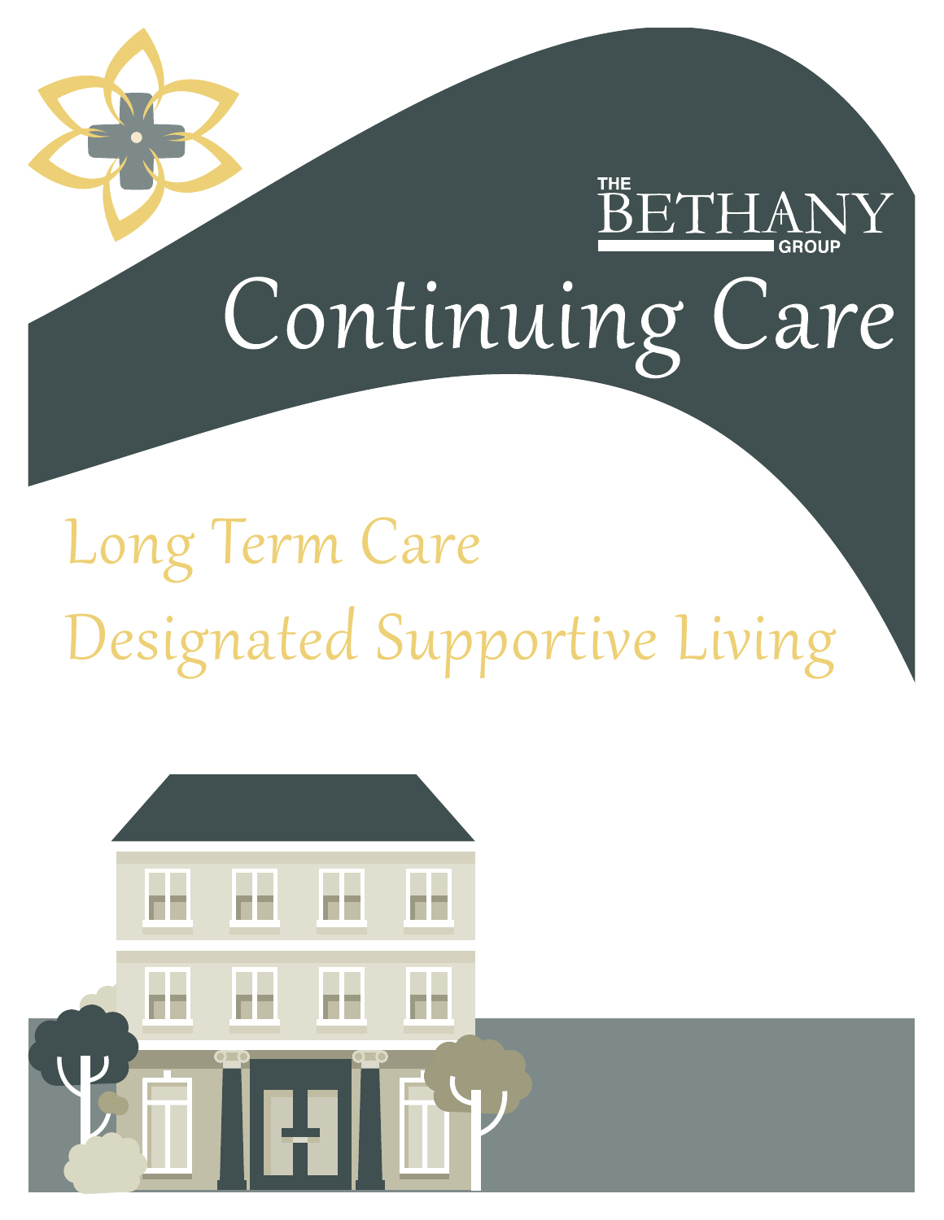THE BETHANY GROUP

# Continuing Care

## Long Term Care

## Designated Supportive Living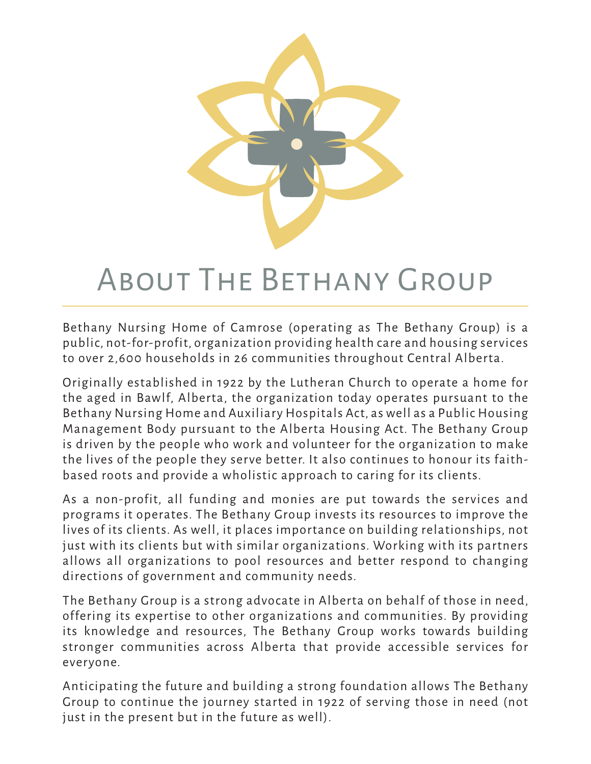# About The Bethany Group

Bethany Nursing Home of Camrose (operating as The Bethany Group) is a public, not-for-profit, organization providing health care and housing services to over 2,600 households in 26 communities throughout Central Alberta.

Originally established in 1922 by the Lutheran Church to operate a home for the aged in Bawlf, Alberta, the organization today operates pursuant to the Bethany Nursing Home and Auxiliary Hospitals Act, as well as a Public Housing Management Body pursuant to the Alberta Housing Act. The Bethany Group is driven by the people who work and volunteer for the organization to make the lives of the people they serve better. It also continues to honour its faith-based roots and provide a wholistic approach to caring for its clients.

As a non-profit, all funding and monies are put towards the services and programs it operates. The Bethany Group invests its resources to improve the lives of its clients. As well, it places importance on building relationships, not just with its clients but with similar organizations. Working with its partners allows all organizations to pool resources and better respond to changing directions of government and community needs.

The Bethany Group is a strong advocate in Alberta on behalf of those in need, offering its expertise to other organizations and communities. By providing its knowledge and resources, The Bethany Group works towards building stronger communities across Alberta that provide accessible services for everyone.

Anticipating the future and building a strong foundation allows The Bethany Group to continue the journey started in 1922 of serving those in need (not just in the present but in the future as well).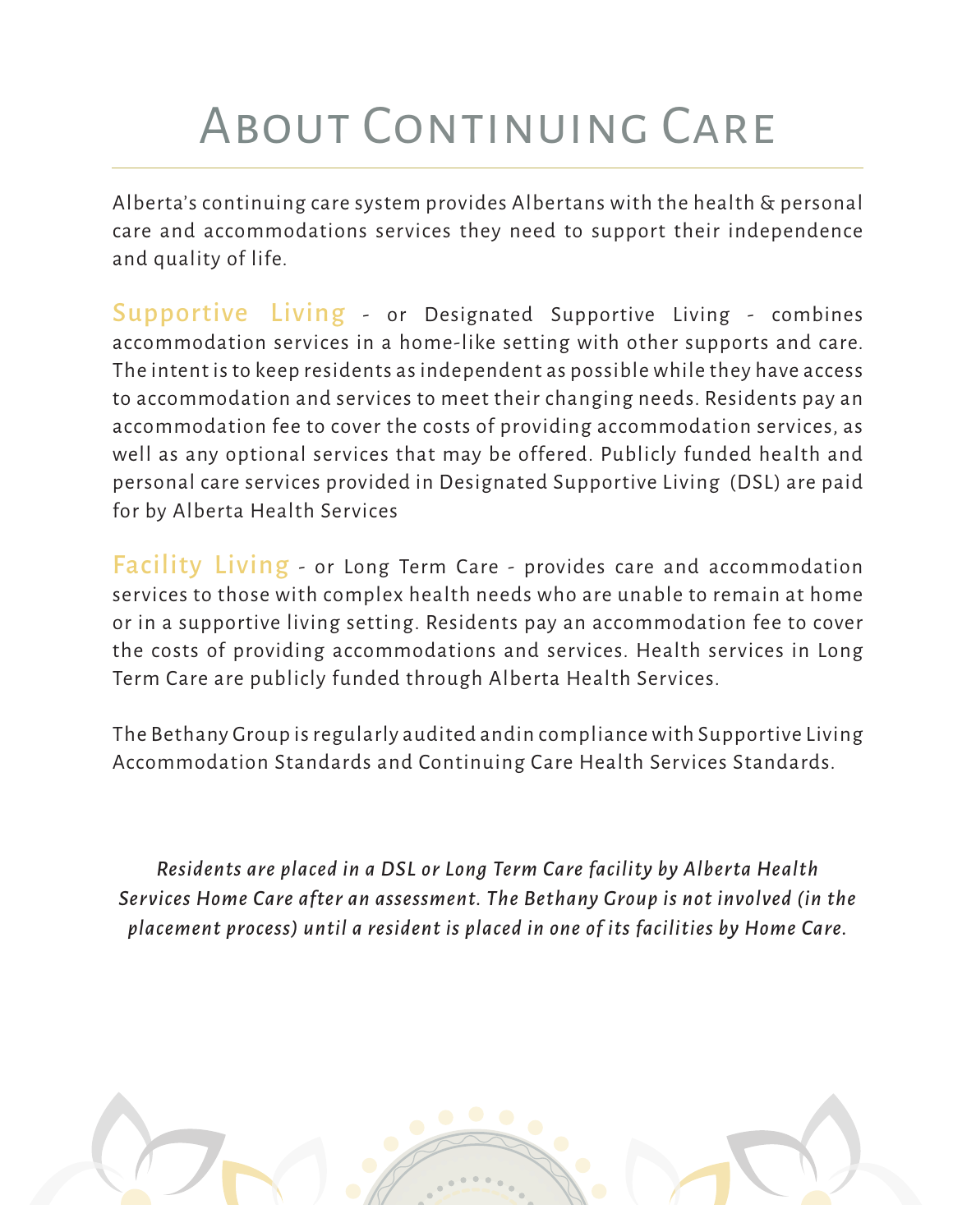# About Continuing Care

Alberta's continuing care system provides Albertans with the health & personal care and accommodations services they need to support their independence and quality of life.

**Supportive Living** - or Designated Supportive Living - combines accommodation services in a home-like setting with other supports and care. The intent is to keep residents as independent as possible while they have access to accommodation and services to meet their changing needs. Residents pay an accommodation fee to cover the costs of providing accommodation services, as well as any optional services that may be offered. Publicly funded health and personal care services provided in Designated Supportive Living (DSL) are paid for by Alberta Health Services

**Facility Living** - or Long Term Care - provides care and accommodation services to those with complex health needs who are unable to remain at home or in a supportive living setting. Residents pay an accommodation fee to cover the costs of providing accommodations and services. Health services in Long Term Care are publicly funded through Alberta Health Services.

The Bethany Group is regularly audited andin compliance with Supportive Living Accommodation Standards and Continuing Care Health Services Standards.

*Residents are placed in a DSL or Long Term Care facility by Alberta Health Services Home Care after an assessment. The Bethany Group is not involved (in the placement process) until a resident is placed in one of its facilities by Home Care.*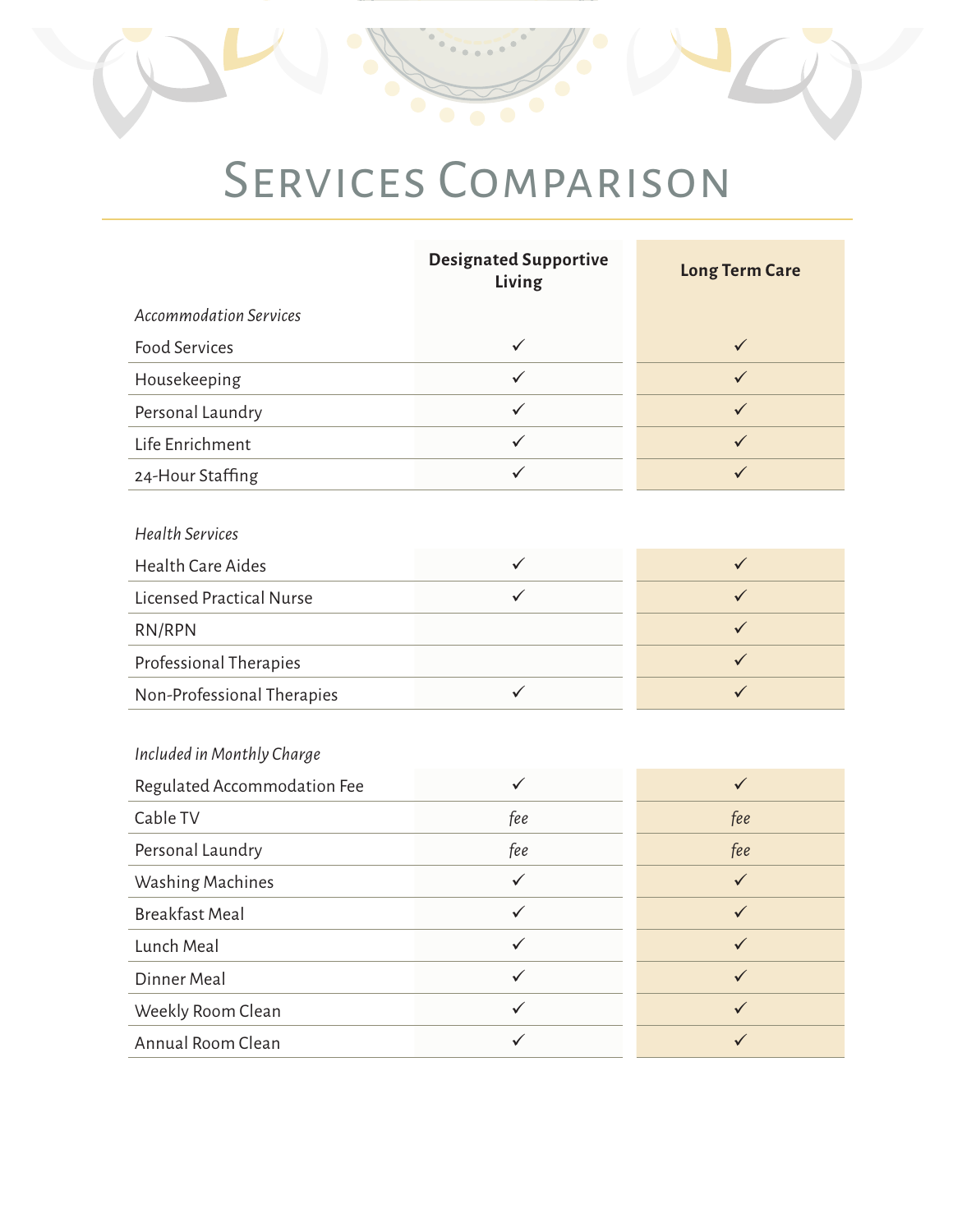# Services Comparison

| | Designated Supportive Living | Long Term Care |
|---|---|---|
| *Accommodation Services* | | |
| Food Services | ✓ | ✓ |
| Housekeeping | ✓ | ✓ |
| Personal Laundry | ✓ | ✓ |
| Life Enrichment | ✓ | ✓ |
| 24-Hour Staffing | ✓ | ✓ |
| *Health Services* | | |
| Health Care Aides | ✓ | ✓ |
| Licensed Practical Nurse | ✓ | ✓ |
| RN/RPN | | ✓ |
| Professional Therapies | | ✓ |
| Non-Professional Therapies | ✓ | ✓ |
| *Included in Monthly Charge* | | |
| Regulated Accommodation Fee | ✓ | ✓ |
| Cable TV | *fee* | *fee* |
| Personal Laundry | *fee* | *fee* |
| Washing Machines | ✓ | ✓ |
| Breakfast Meal | ✓ | ✓ |
| Lunch Meal | ✓ | ✓ |
| Dinner Meal | ✓ | ✓ |
| Weekly Room Clean | ✓ | ✓ |
| Annual Room Clean | ✓ | ✓ |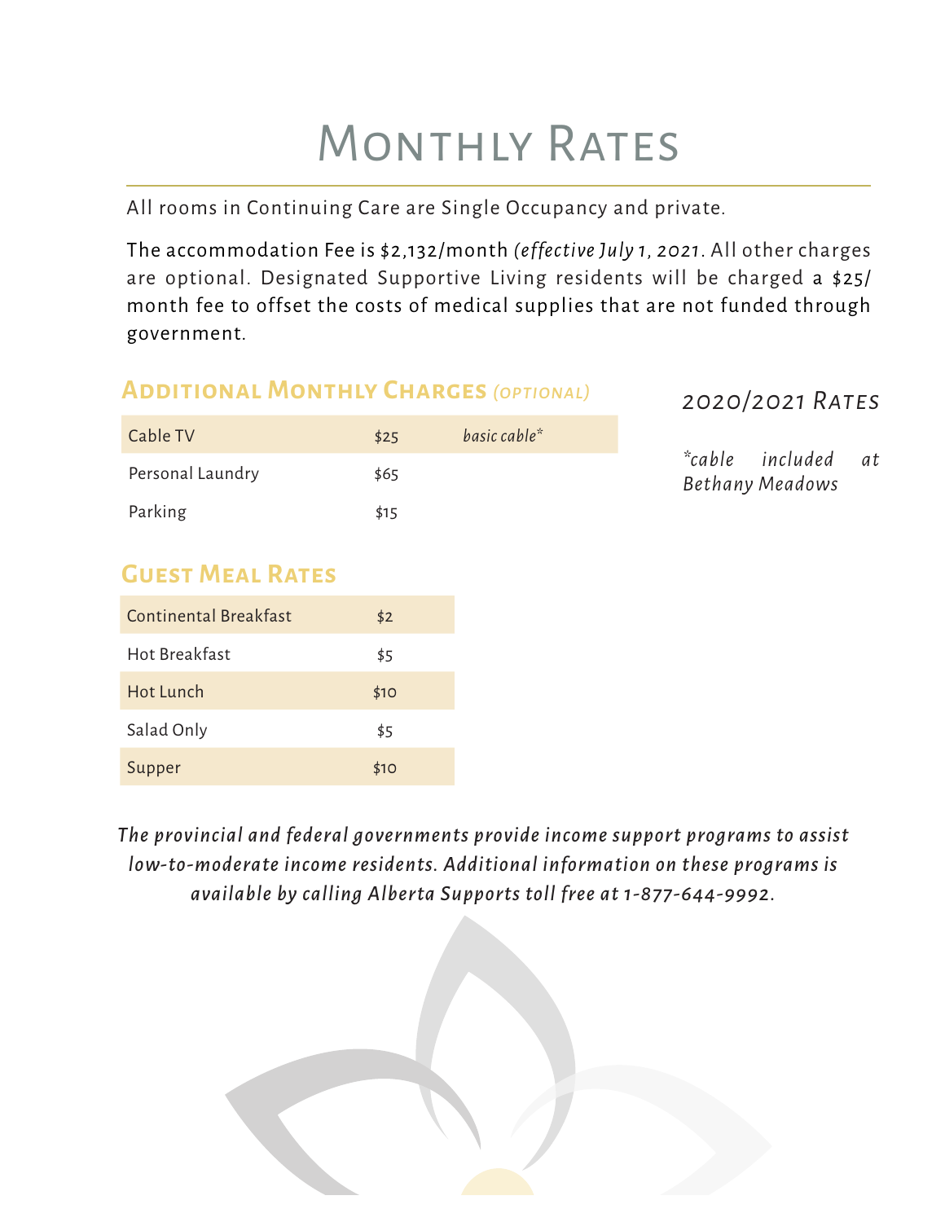# Monthly Rates

All rooms in Continuing Care are Single Occupancy and private.

The accommodation Fee is $2,132/month *(effective July 1, 2021*. All other charges are optional. Designated Supportive Living residents will be charged a $25/month fee to offset the costs of medical supplies that are not funded through government.

## Additional Monthly Charges *(optional)*

| | | |
|---|---|---|
| Cable TV | $25 | *basic cable** |
| Personal Laundry | $65 | |
| Parking | $15 | |

*2020/2021 Rates*

**cable included at Bethany Meadows*

## Guest Meal Rates

| | |
|---|---|
| Continental Breakfast | $2 |
| Hot Breakfast | $5 |
| Hot Lunch | $10 |
| Salad Only | $5 |
| Supper | $10 |

*The provincial and federal governments provide income support programs to assist low-to-moderate income residents. Additional information on these programs is available by calling Alberta Supports toll free at 1-877-644-9992.*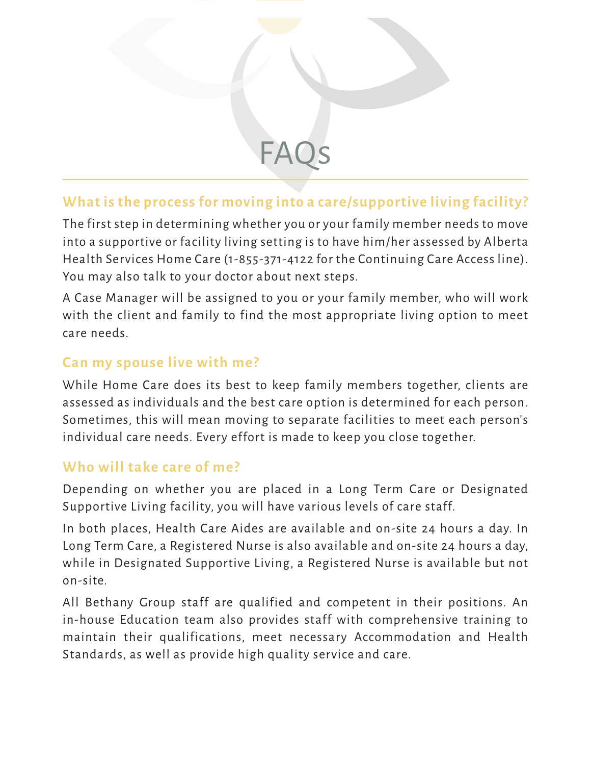# FAQs

## What is the process for moving into a care/supportive living facility?

The first step in determining whether you or your family member needs to move into a supportive or facility living setting is to have him/her assessed by Alberta Health Services Home Care (1-855-371-4122 for the Continuing Care Access line). You may also talk to your doctor about next steps.

A Case Manager will be assigned to you or your family member, who will work with the client and family to find the most appropriate living option to meet care needs.

## Can my spouse live with me?

While Home Care does its best to keep family members together, clients are assessed as individuals and the best care option is determined for each person. Sometimes, this will mean moving to separate facilities to meet each person's individual care needs. Every effort is made to keep you close together.

## Who will take care of me?

Depending on whether you are placed in a Long Term Care or Designated Supportive Living facility, you will have various levels of care staff.

In both places, Health Care Aides are available and on-site 24 hours a day. In Long Term Care, a Registered Nurse is also available and on-site 24 hours a day, while in Designated Supportive Living, a Registered Nurse is available but not on-site.

All Bethany Group staff are qualified and competent in their positions. An in-house Education team also provides staff with comprehensive training to maintain their qualifications, meet necessary Accommodation and Health Standards, as well as provide high quality service and care.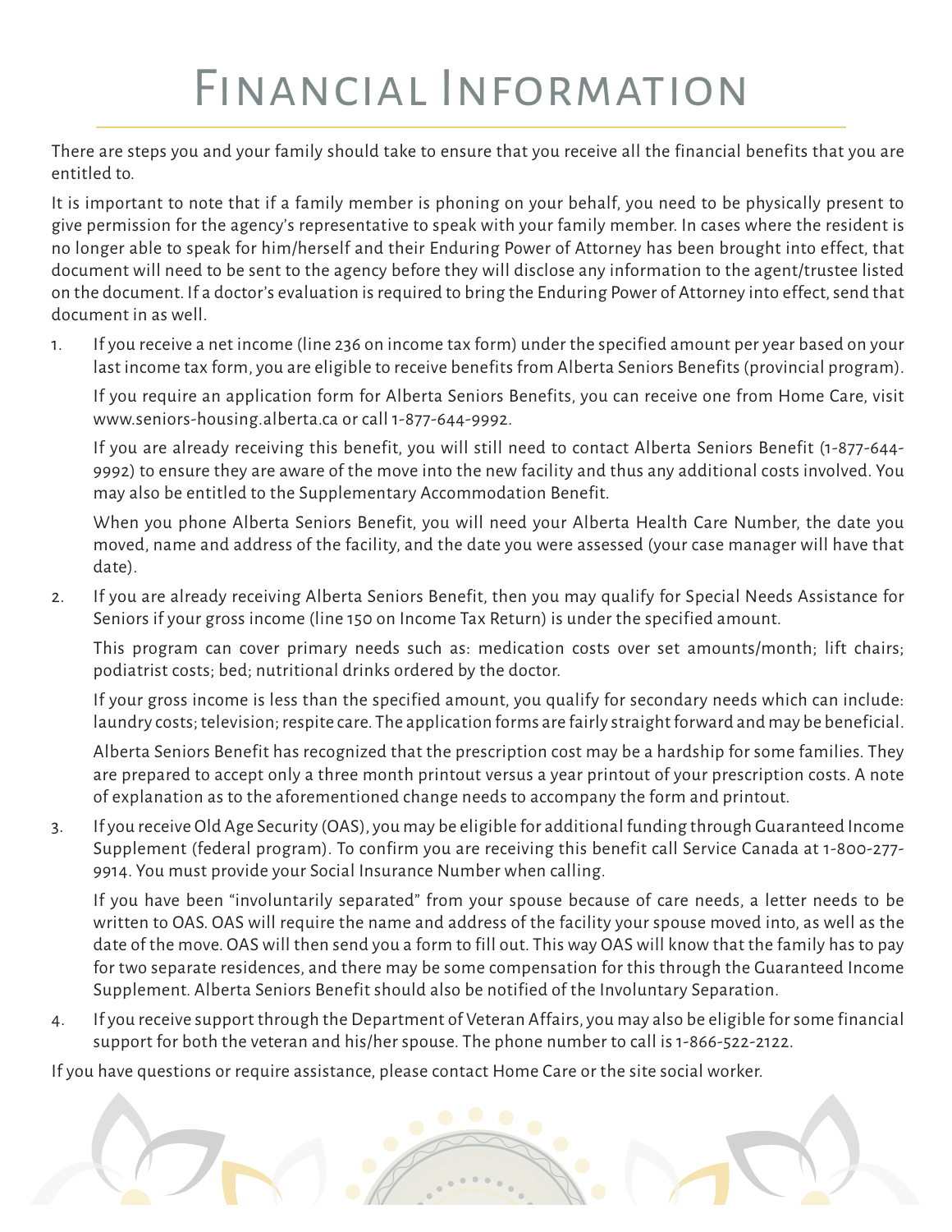# Financial Information

There are steps you and your family should take to ensure that you receive all the financial benefits that you are entitled to.

It is important to note that if a family member is phoning on your behalf, you need to be physically present to give permission for the agency's representative to speak with your family member. In cases where the resident is no longer able to speak for him/herself and their Enduring Power of Attorney has been brought into effect, that document will need to be sent to the agency before they will disclose any information to the agent/trustee listed on the document. If a doctor's evaluation is required to bring the Enduring Power of Attorney into effect, send that document in as well.

1. If you receive a net income (line 236 on income tax form) under the specified amount per year based on your last income tax form, you are eligible to receive benefits from Alberta Seniors Benefits (provincial program).

   If you require an application form for Alberta Seniors Benefits, you can receive one from Home Care, visit www.seniors-housing.alberta.ca or call 1-877-644-9992.

   If you are already receiving this benefit, you will still need to contact Alberta Seniors Benefit (1-877-644-9992) to ensure they are aware of the move into the new facility and thus any additional costs involved. You may also be entitled to the Supplementary Accommodation Benefit.

   When you phone Alberta Seniors Benefit, you will need your Alberta Health Care Number, the date you moved, name and address of the facility, and the date you were assessed (your case manager will have that date).

2. If you are already receiving Alberta Seniors Benefit, then you may qualify for Special Needs Assistance for Seniors if your gross income (line 150 on Income Tax Return) is under the specified amount.

   This program can cover primary needs such as: medication costs over set amounts/month; lift chairs; podiatrist costs; bed; nutritional drinks ordered by the doctor.

   If your gross income is less than the specified amount, you qualify for secondary needs which can include: laundry costs; television; respite care. The application forms are fairly straight forward and may be beneficial.

   Alberta Seniors Benefit has recognized that the prescription cost may be a hardship for some families. They are prepared to accept only a three month printout versus a year printout of your prescription costs. A note of explanation as to the aforementioned change needs to accompany the form and printout.

3. If you receive Old Age Security (OAS), you may be eligible for additional funding through Guaranteed Income Supplement (federal program). To confirm you are receiving this benefit call Service Canada at 1-800-277-9914. You must provide your Social Insurance Number when calling.

   If you have been "involuntarily separated" from your spouse because of care needs, a letter needs to be written to OAS. OAS will require the name and address of the facility your spouse moved into, as well as the date of the move. OAS will then send you a form to fill out. This way OAS will know that the family has to pay for two separate residences, and there may be some compensation for this through the Guaranteed Income Supplement. Alberta Seniors Benefit should also be notified of the Involuntary Separation.

4. If you receive support through the Department of Veteran Affairs, you may also be eligible for some financial support for both the veteran and his/her spouse. The phone number to call is 1-866-522-2122.

If you have questions or require assistance, please contact Home Care or the site social worker.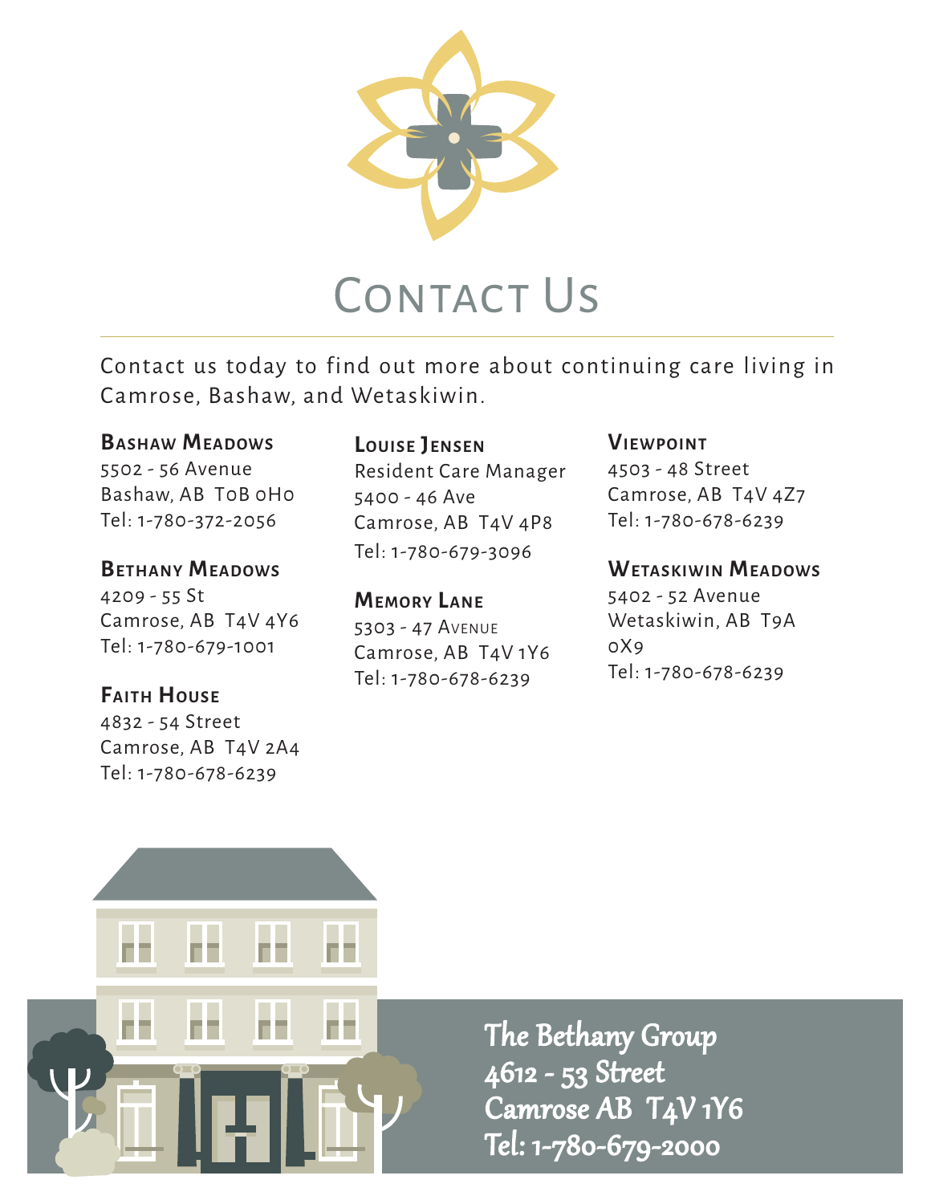# Contact Us

Contact us today to find out more about continuing care living in Camrose, Bashaw, and Wetaskiwin.

**Bashaw Meadows**
5502 - 56 Avenue
Bashaw, AB T0B 0H0
Tel: 1-780-372-2056

**Bethany Meadows**
4209 - 55 St
Camrose, AB T4V 4Y6
Tel: 1-780-679-1001

**Faith House**
4832 - 54 Street
Camrose, AB T4V 2A4
Tel: 1-780-678-6239

**Louise Jensen**
Resident Care Manager
5400 - 46 Ave
Camrose, AB T4V 4P8
Tel: 1-780-679-3096

**Memory Lane**
5303 - 47 Avenue
Camrose, AB T4V 1Y6
Tel: 1-780-678-6239

**Viewpoint**
4503 - 48 Street
Camrose, AB T4V 4Z7
Tel: 1-780-678-6239

**Wetaskiwin Meadows**
5402 - 52 Avenue
Wetaskiwin, AB T9A 0X9
Tel: 1-780-678-6239

*The Bethany Group*
*4612 - 53 Street*
*Camrose AB T4V 1Y6*
*Tel: 1-780-679-2000*